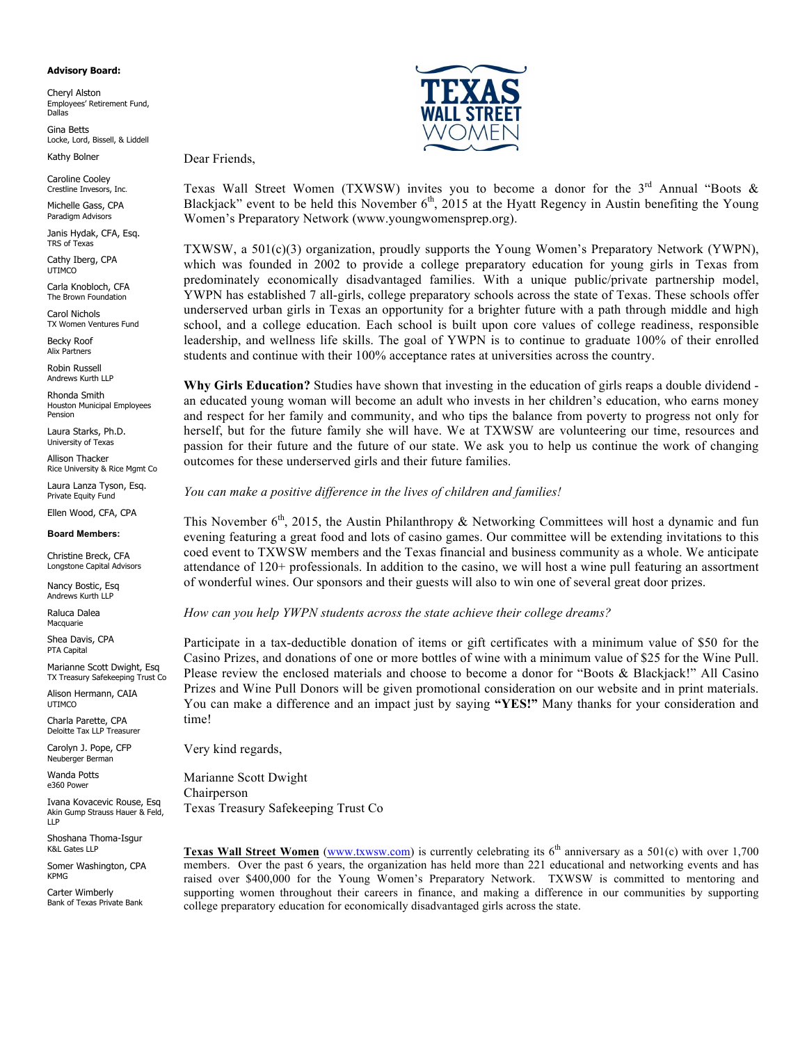**Advisory Board:**

Cheryl Alston
Employees' Retirement Fund, Dallas

Gina Betts
Locke, Lord, Bissell, & Liddell

Kathy Bolner

Caroline Cooley
Crestline Invesors, Inc.

Michelle Gass, CPA
Paradigm Advisors

Janis Hydak, CFA, Esq.
TRS of Texas

Cathy Iberg, CPA
UTIMCO

Carla Knobloch, CFA
The Brown Foundation

Carol Nichols
TX Women Ventures Fund

Becky Roof
Alix Partners

Robin Russell
Andrews Kurth LLP

Rhonda Smith
Houston Municipal Employees Pension

Laura Starks, Ph.D.
University of Texas

Allison Thacker
Rice University & Rice Mgmt Co

Laura Lanza Tyson, Esq.
Private Equity Fund

Ellen Wood, CFA, CPA

**Board Members:**

Christine Breck, CFA
Longstone Capital Advisors

Nancy Bostic, Esq
Andrews Kurth LLP

Raluca Dalea
Macquarie

Shea Davis, CPA
PTA Capital

Marianne Scott Dwight, Esq
TX Treasury Safekeeping Trust Co

Alison Hermann, CAIA
UTIMCO

Charla Parette, CPA
Deloitte Tax LLP Treasurer

Carolyn J. Pope, CFP
Neuberger Berman

Wanda Potts
e360 Power

Ivana Kovacevic Rouse, Esq
Akin Gump Strauss Hauer & Feld, LLP

Shoshana Thoma-Isgur
K&L Gates LLP

Somer Washington, CPA
KPMG

Carter Wimberly
Bank of Texas Private Bank

TEXAS WALL STREET WOMEN

Dear Friends,

Texas Wall Street Women (TXWSW) invites you to become a donor for the 3rd Annual "Boots & Blackjack" event to be held this November 6th, 2015 at the Hyatt Regency in Austin benefiting the Young Women's Preparatory Network (www.youngwomensprep.org).

TXWSW, a 501(c)(3) organization, proudly supports the Young Women's Preparatory Network (YWPN), which was founded in 2002 to provide a college preparatory education for young girls in Texas from predominately economically disadvantaged families. With a unique public/private partnership model, YWPN has established 7 all-girls, college preparatory schools across the state of Texas. These schools offer underserved urban girls in Texas an opportunity for a brighter future with a path through middle and high school, and a college education. Each school is built upon core values of college readiness, responsible leadership, and wellness life skills. The goal of YWPN is to continue to graduate 100% of their enrolled students and continue with their 100% acceptance rates at universities across the country.

**Why Girls Education?** Studies have shown that investing in the education of girls reaps a double dividend - an educated young woman will become an adult who invests in her children's education, who earns money and respect for her family and community, and who tips the balance from poverty to progress not only for herself, but for the future family she will have. We at TXWSW are volunteering our time, resources and passion for their future and the future of our state. We ask you to help us continue the work of changing outcomes for these underserved girls and their future families.

*You can make a positive difference in the lives of children and families!*

This November 6th, 2015, the Austin Philanthropy & Networking Committees will host a dynamic and fun evening featuring a great food and lots of casino games. Our committee will be extending invitations to this coed event to TXWSW members and the Texas financial and business community as a whole. We anticipate attendance of 120+ professionals. In addition to the casino, we will host a wine pull featuring an assortment of wonderful wines. Our sponsors and their guests will also to win one of several great door prizes.

*How can you help YWPN students across the state achieve their college dreams?*

Participate in a tax-deductible donation of items or gift certificates with a minimum value of $50 for the Casino Prizes, and donations of one or more bottles of wine with a minimum value of $25 for the Wine Pull. Please review the enclosed materials and choose to become a donor for "Boots & Blackjack!" All Casino Prizes and Wine Pull Donors will be given promotional consideration on our website and in print materials. You can make a difference and an impact just by saying **"YES!"** Many thanks for your consideration and time!

Very kind regards,

Marianne Scott Dwight
Chairperson
Texas Treasury Safekeeping Trust Co

**Texas Wall Street Women** (www.txwsw.com) is currently celebrating its 6th anniversary as a 501(c) with over 1,700 members. Over the past 6 years, the organization has held more than 221 educational and networking events and has raised over $400,000 for the Young Women's Preparatory Network. TXWSW is committed to mentoring and supporting women throughout their careers in finance, and making a difference in our communities by supporting college preparatory education for economically disadvantaged girls across the state.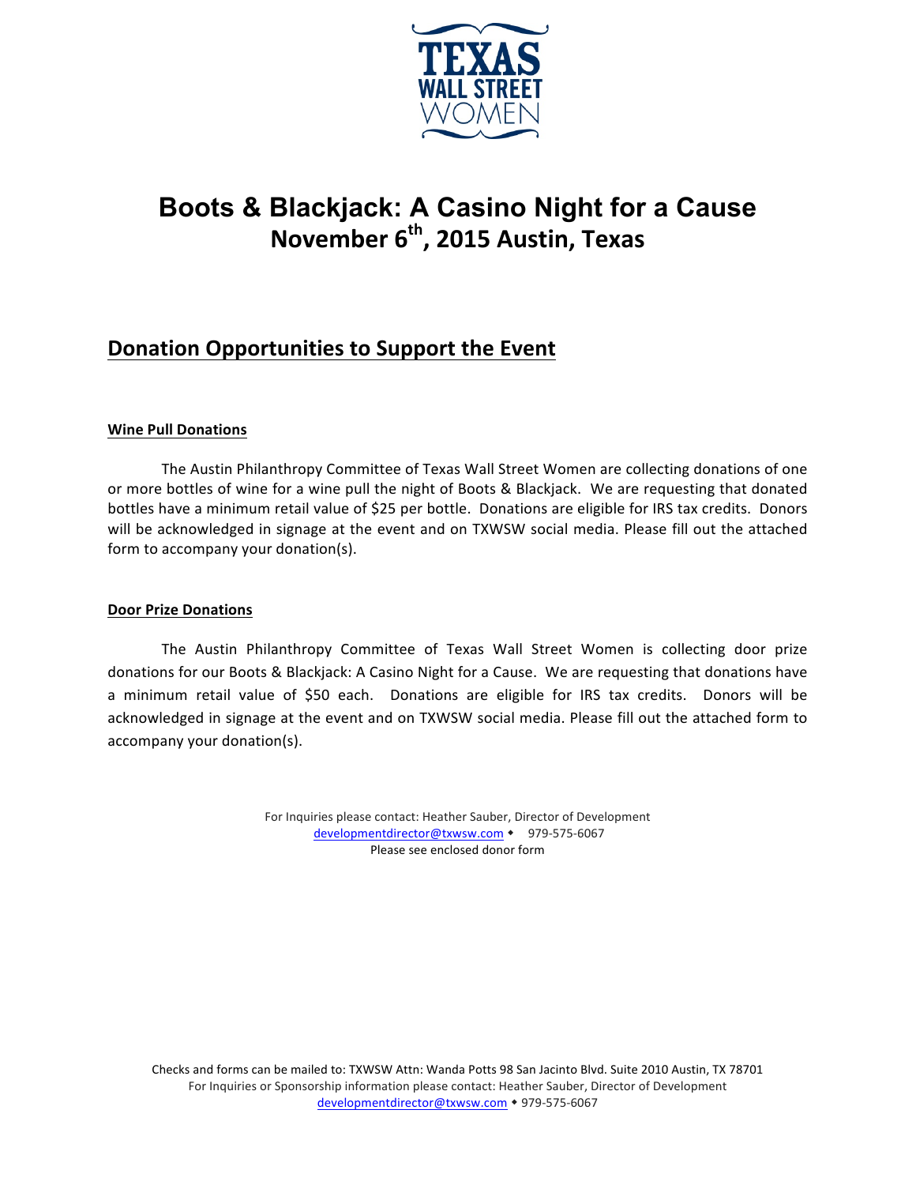TEXAS WALL STREET WOMEN

# Boots & Blackjack: A Casino Night for a Cause

## November 6th, 2015 Austin, Texas

## Donation Opportunities to Support the Event

### Wine Pull Donations

The Austin Philanthropy Committee of Texas Wall Street Women are collecting donations of one or more bottles of wine for a wine pull the night of Boots & Blackjack. We are requesting that donated bottles have a minimum retail value of $25 per bottle. Donations are eligible for IRS tax credits. Donors will be acknowledged in signage at the event and on TXWSW social media. Please fill out the attached form to accompany your donation(s).

### Door Prize Donations

The Austin Philanthropy Committee of Texas Wall Street Women is collecting door prize donations for our Boots & Blackjack: A Casino Night for a Cause. We are requesting that donations have a minimum retail value of $50 each. Donations are eligible for IRS tax credits. Donors will be acknowledged in signage at the event and on TXWSW social media. Please fill out the attached form to accompany your donation(s).

For Inquiries please contact: Heather Sauber, Director of Development
developmentdirector@txwsw.com ◆ 979-575-6067
Please see enclosed donor form

Checks and forms can be mailed to: TXWSW Attn: Wanda Potts 98 San Jacinto Blvd. Suite 2010 Austin, TX 78701
For Inquiries or Sponsorship information please contact: Heather Sauber, Director of Development
developmentdirector@txwsw.com ◆ 979-575-6067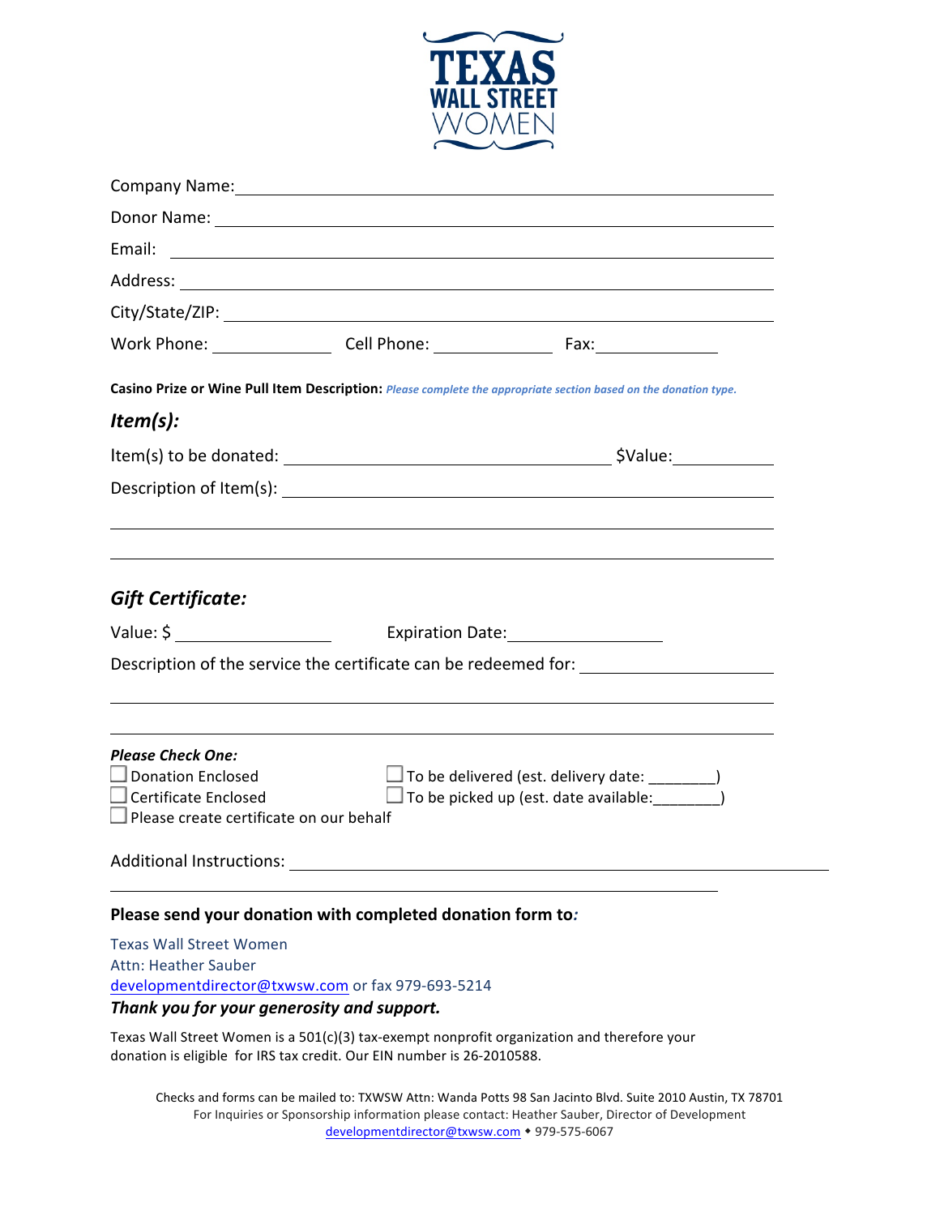TEXAS WALL STREET WOMEN

Company Name: ______________________________________________

Donor Name: ______________________________________________

Email: ______________________________________________

Address: ______________________________________________

City/State/ZIP: ______________________________________________

Work Phone: ____________ Cell Phone: ____________ Fax: ____________

**Casino Prize or Wine Pull Item Description:** ***Please complete the appropriate section based on the donation type.***

## *Item(s):*

Item(s) to be donated: ______________________________ $Value: __________

Description of Item(s): ______________________________________________

______________________________________________

______________________________________________

## *Gift Certificate:*

Value: $ ______________ Expiration Date: ______________

Description of the service the certificate can be redeemed for: ____________________

______________________________________________

______________________________________________

***Please Check One:***

- ☐ Donation Enclosed
- ☐ Certificate Enclosed
- ☐ Please create certificate on our behalf
- ☐ To be delivered (est. delivery date: ________)
- ☐ To be picked up (est. date available:________)

Additional Instructions: ______________________________________________

______________________________________________

**Please send your donation with completed donation form to*:***

Texas Wall Street Women
Attn: Heather Sauber
developmentdirector@txwsw.com or fax 979-693-5214

***Thank you for your generosity and support.***

Texas Wall Street Women is a 501(c)(3) tax-exempt nonprofit organization and therefore your donation is eligible for IRS tax credit. Our EIN number is 26-2010588.

Checks and forms can be mailed to: TXWSW Attn: Wanda Potts 98 San Jacinto Blvd. Suite 2010 Austin, TX 78701
For Inquiries or Sponsorship information please contact: Heather Sauber, Director of Development
developmentdirector@txwsw.com ◆ 979-575-6067